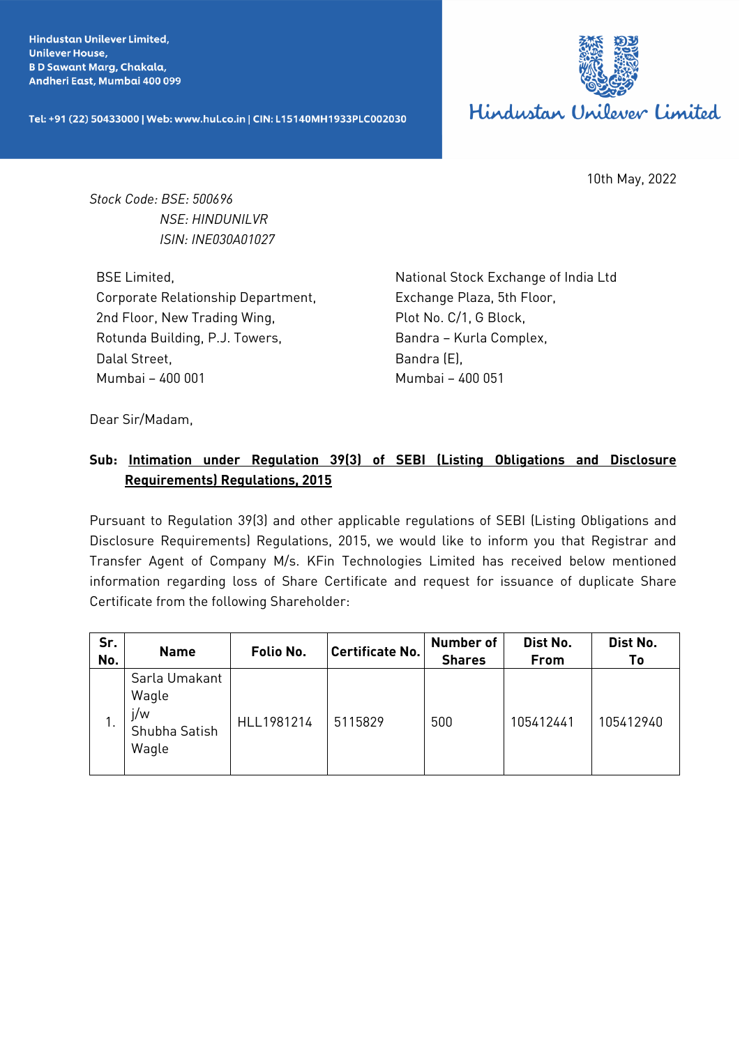Hindustan Unilever Limited,
Unilever House,
B D Sawant Marg, Chakala,
Andheri East, Mumbai 400 099

Tel: +91 (22) 50433000 | Web: www.hul.co.in | CIN: L15140MH1933PLC002030

Hindustan Unilever Limited

10th May, 2022

*Stock Code: BSE: 500696*
*NSE: HINDUNILVR*
*ISIN: INE030A01027*

BSE Limited,
Corporate Relationship Department,
2nd Floor, New Trading Wing,
Rotunda Building, P.J. Towers,
Dalal Street,
Mumbai – 400 001

National Stock Exchange of India Ltd
Exchange Plaza, 5th Floor,
Plot No. C/1, G Block,
Bandra – Kurla Complex,
Bandra (E),
Mumbai – 400 051

Dear Sir/Madam,

**Sub: Intimation under Regulation 39(3) of SEBI (Listing Obligations and Disclosure Requirements) Regulations, 2015**

Pursuant to Regulation 39(3) and other applicable regulations of SEBI (Listing Obligations and Disclosure Requirements) Regulations, 2015, we would like to inform you that Registrar and Transfer Agent of Company M/s. KFin Technologies Limited has received below mentioned information regarding loss of Share Certificate and request for issuance of duplicate Share Certificate from the following Shareholder:

| Sr. No. | Name | Folio No. | Certificate No. | Number of Shares | Dist No. From | Dist No. To |
|---|---|---|---|---|---|---|
| 1. | Sarla Umakant Wagle j/w Shubha Satish Wagle | HLL1981214 | 5115829 | 500 | 105412441 | 105412940 |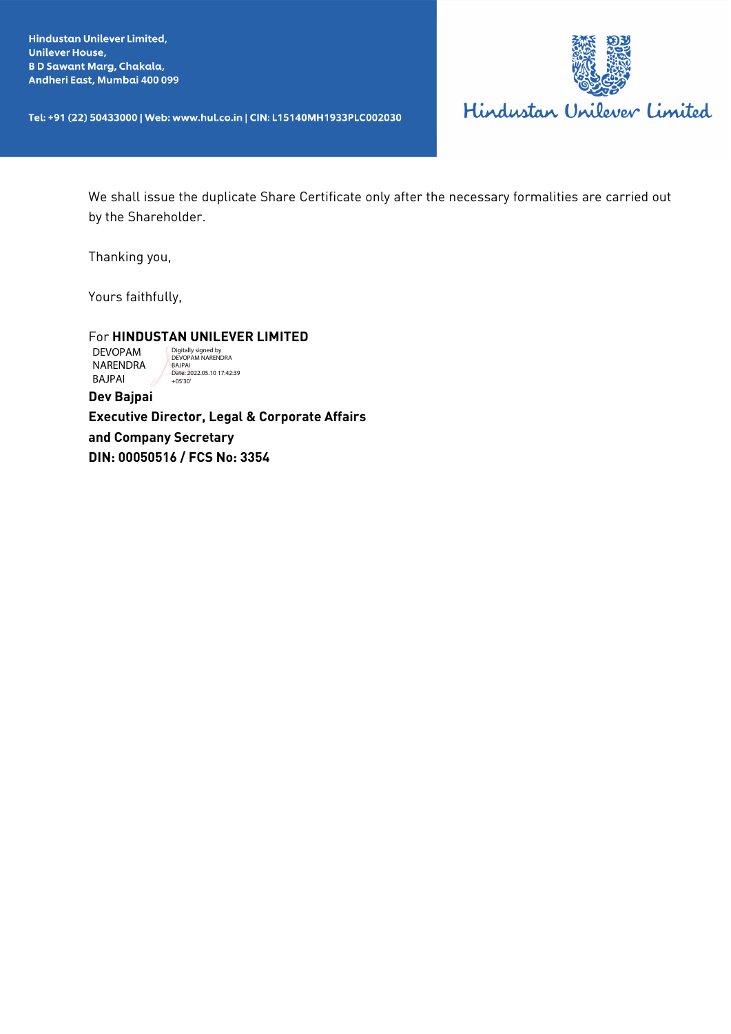Hindustan Unilever Limited,
Unilever House,
B D Sawant Marg, Chakala,
Andheri East, Mumbai 400 099

Tel: +91 (22) 50433000 | Web: www.hul.co.in | CIN: L15140MH1933PLC002030

We shall issue the duplicate Share Certificate only after the necessary formalities are carried out by the Shareholder.

Thanking you,

Yours faithfully,

For **HINDUSTAN UNILEVER LIMITED**

DEVOPAM NARENDRA BAJPAI

Digitally signed by DEVOPAM NARENDRA BAJPAI
Date: 2022.05.10 17:42:39 +05'30'

**Dev Bajpai**
**Executive Director, Legal & Corporate Affairs**
**and Company Secretary**
**DIN: 00050516 / FCS No: 3354**